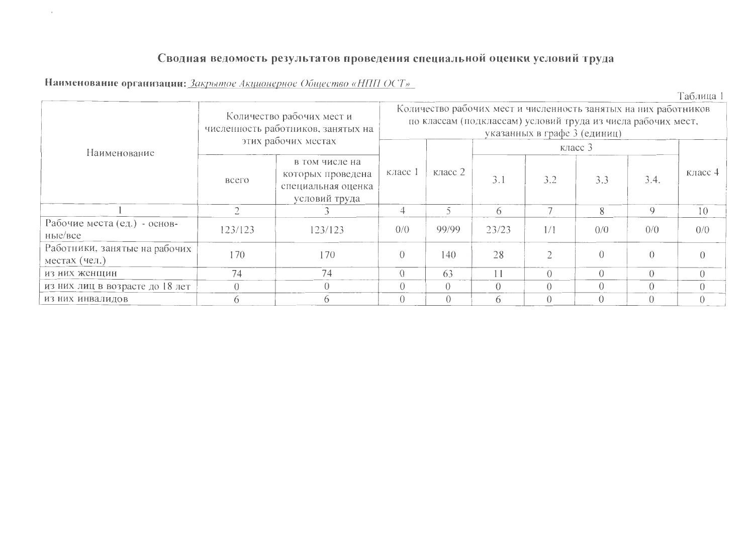# Сводная ведомость результатов проведения специальной оценки условий труда

**Наименование организации:** *Закрытое Акционерное Общество «НПП ОСТ»*

Таблица 1

| Наименование | Количество рабочих мест и численность работников, занятых на этих рабочих местах | | Количество рабочих мест и численность занятых на них работников по классам (подклассам) условий труда из числа рабочих мест, указанных в графе 3 (единиц) | | | | | | |
|---|---|---|---|---|---|---|---|---|---|
| | всего | в том числе на которых проведена специальная оценка условий труда | класс 1 | класс 2 | класс 3 | | | | класс 4 |
| | | | | | 3.1 | 3.2 | 3.3 | 3.4. | |
| 1 | 2 | 3 | 4 | 5 | 6 | 7 | 8 | 9 | 10 |
| Рабочие места (ед.) - основные/все | 123/123 | 123/123 | 0/0 | 99/99 | 23/23 | 1/1 | 0/0 | 0/0 | 0/0 |
| Работники, занятые на рабочих местах (чел.) | 170 | 170 | 0 | 140 | 28 | 2 | 0 | 0 | 0 |
| из них женщин | 74 | 74 | 0 | 63 | 11 | 0 | 0 | 0 | 0 |
| из них лиц в возрасте до 18 лет | 0 | 0 | 0 | 0 | 0 | 0 | 0 | 0 | 0 |
| из них инвалидов | 6 | 6 | 0 | 0 | 6 | 0 | 0 | 0 | 0 |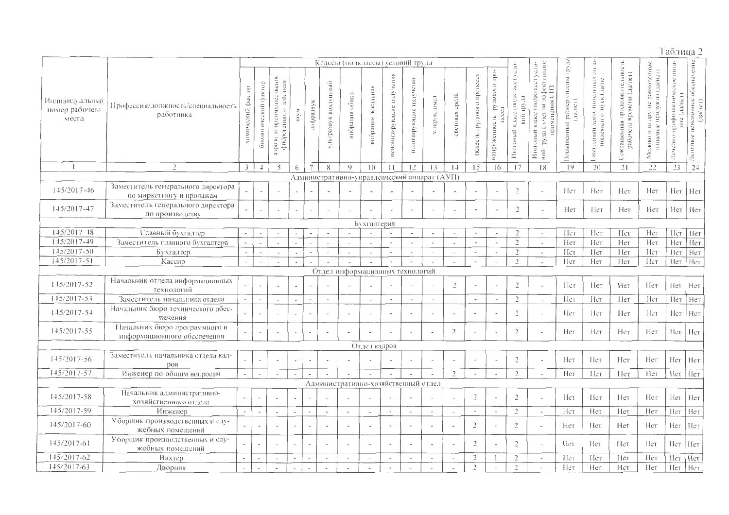Таблица 2

| Индивидуальный номер рабочего места | Профессия/должность/специальность работника | Классы (подклассы) условий труда | | | | | | | | | | | | | | Итоговый класс (подкласс) условий труда | Итоговый класс (подкласс) условий труда с учетом эффективного применения СИЗ | Повышенный размер оплаты труда (да/нет) | Ежегодный дополнительный оплачиваемый отпуск (да/нет) | Сокращенная продолжительность рабочего времени (да/нет) | Молоко или другие равноценные пищевые продукты (да/нет) | Лечебно-профилактическое питание (да/нет) | Льготное пенсионное обеспечение (да/нет) |
|---|---|---|---|---|---|---|---|---|---|---|---|---|---|---|---|---|---|---|---|---|---|---|---|
| | | химический фактор | биологический фактор | аэрозоли преимущественно фиброгенного действия | шум | инфразвук | ультразвук воздушный | вибрация общая | вибрация локальная | неионизирующие излучения | ионизирующие излучения | микроклимат | световая среда | тяжесть трудового процесса | напряженность трудового процесса | | | | | | | | |
| 1 | 2 | 3 | 4 | 5 | 6 | 7 | 8 | 9 | 10 | 11 | 12 | 13 | 14 | 15 | 16 | 17 | 18 | 19 | 20 | 21 | 22 | 23 | 24 |
| **Административно-управленческий аппарат (АУП)** | | | | | | | | | | | | | | | | | | | | | | | |
| 145/2017-46 | Заместитель генерального директора по маркетингу и продажам | - | - | - | - | - | - | - | - | - | - | - | - | - | - | 2 | - | Нет | Нет | Нет | Нет | Нет | Нет |
| 145/2017-47 | Заместитель генерального директора по производству | - | - | - | - | - | - | - | - | - | - | - | - | - | - | 2 | - | Нет | Нет | Нет | Нет | Нет | Нет |
| **Бухгалтерия** | | | | | | | | | | | | | | | | | | | | | | | |
| 145/2017-48 | Главный бухгалтер | - | - | - | - | - | - | - | - | - | - | - | - | - | - | 2 | - | Нет | Нет | Нет | Нет | Нет | Нет |
| 145/2017-49 | Заместитель главного бухгалтера | - | - | - | - | - | - | - | - | - | - | - | - | - | - | 2 | - | Нет | Нет | Нет | Нет | Нет | Нет |
| 145/2017-50 | Бухгалтер | - | - | - | - | - | - | - | - | - | - | - | - | - | - | 2 | - | Нет | Нет | Нет | Нет | Нет | Нет |
| 145/2017-51 | Кассир | - | - | - | - | - | - | - | - | - | - | - | - | - | - | 2 | - | Нет | Нет | Нет | Нет | Нет | Нет |
| **Отдел информационных технологий** | | | | | | | | | | | | | | | | | | | | | | | |
| 145/2017-52 | Начальник отдела информационных технологий | - | - | - | - | - | - | - | - | - | - | - | 2 | - | - | 2 | - | Нет | Нет | Нет | Нет | Нет | Нет |
| 145/2017-53 | Заместитель начальника отдела | - | - | - | - | - | - | - | - | - | - | - | - | - | - | 2 | - | Нет | Нет | Нет | Нет | Нет | Нет |
| 145/2017-54 | Начальник бюро технического обеспечения | - | - | - | - | - | - | - | - | - | - | - | - | - | - | 2 | - | Нет | Нет | Нет | Нет | Нет | Нет |
| 145/2017-55 | Начальник бюро программного и информационного обеспечения | - | - | - | - | - | - | - | - | - | - | - | 2 | - | - | 2 | - | Нет | Нет | Нет | Нет | Нет | Нет |
| **Отдел кадров** | | | | | | | | | | | | | | | | | | | | | | | |
| 145/2017-56 | Заместитель начальника отдела кадров | - | - | - | - | - | - | - | - | - | - | - | - | - | - | 2 | - | Нет | Нет | Нет | Нет | Нет | Нет |
| 145/2017-57 | Инженер по общим вопросам | - | - | - | - | - | - | - | - | - | - | - | 2 | - | - | 2 | - | Нет | Нет | Нет | Нет | Нет | Нет |
| **Административно-хозяйственный отдел** | | | | | | | | | | | | | | | | | | | | | | | |
| 145/2017-58 | Начальник административно-хозяйственного отдела | - | - | - | - | - | - | - | - | - | - | - | - | 2 | - | 2 | - | Нет | Нет | Нет | Нет | Нет | Нет |
| 145/2017-59 | Инженер | - | - | - | - | - | - | - | - | - | - | - | - | - | - | 2 | - | Нет | Нет | Нет | Нет | Нет | Нет |
| 145/2017-60 | Уборщик производственных и служебных помещений | - | - | - | - | - | - | - | - | - | - | - | - | 2 | - | 2 | - | Нет | Нет | Нет | Нет | Нет | Нет |
| 145/2017-61 | Уборщик производственных и служебных помещений | - | - | - | - | - | - | - | - | - | - | - | - | 2 | - | 2 | - | Нет | Нет | Нет | Нет | Нет | Нет |
| 145/2017-62 | Вахтер | - | - | - | - | - | - | - | - | - | - | - | - | 2 | 1 | 2 | - | Нет | Нет | Нет | Нет | Нет | Нет |
| 145/2017-63 | Дворник | - | - | - | - | - | - | - | - | - | - | - | - | 2 | - | 2 | - | Нет | Нет | Нет | Нет | Нет | Нет |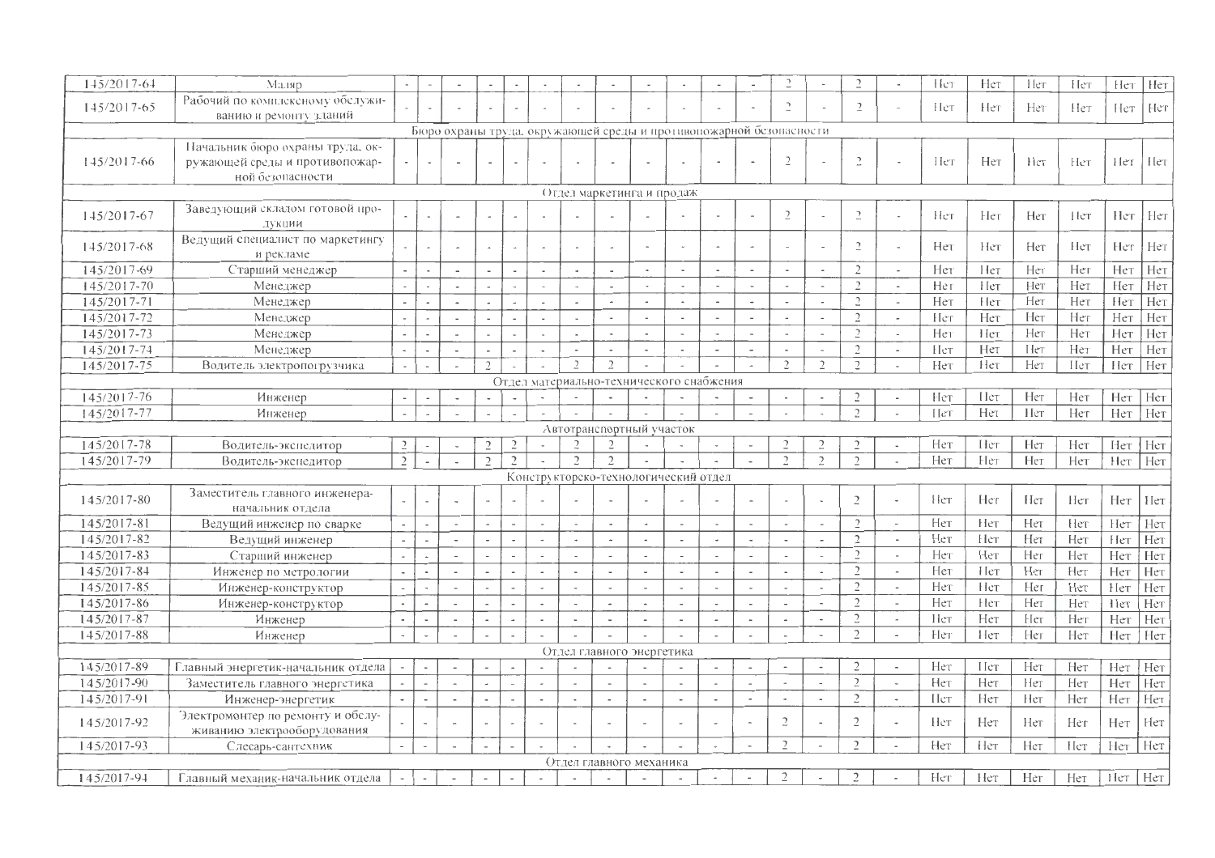| | | | | | | | | | | | | | | | | | | | | | | | |
|---|---|---|---|---|---|---|---|---|---|---|---|---|---|---|---|---|---|---|---|---|---|---|---|
| 145/2017-64 | Маляр | - | - | - | - | - | - | - | - | - | - | - | - | 2 | - | 2 | - | Нет | Нет | Нет | Нет | Нет | Нет |
| 145/2017-65 | Рабочий по комплексному обслуживанию и ремонту зданий | - | - | - | - | - | - | - | - | - | - | - | - | 2 | - | 2 | - | Нет | Нет | Нет | Нет | Нет | Нет |
| Бюро охраны труда, окружающей среды и противопожарной безопасности | | | | | | | | | | | | | | | | | | | | | | | |
| 145/2017-66 | Начальник бюро охраны труда, окружающей среды и противопожарной безопасности | - | - | - | - | - | - | - | - | - | - | - | - | 2 | - | 2 | - | Нет | Нет | Нет | Нет | Нет | Нет |
| Отдел маркетинга и продаж | | | | | | | | | | | | | | | | | | | | | | | |
| 145/2017-67 | Заведующий складом готовой продукции | - | - | - | - | - | - | - | - | - | - | - | - | 2 | - | 2 | - | Нет | Нет | Нет | Нет | Нет | Нет |
| 145/2017-68 | Ведущий специалист по маркетингу и рекламе | - | - | - | - | - | - | - | - | - | - | - | - | - | - | 2 | - | Нет | Нет | Нет | Нет | Нет | Нет |
| 145/2017-69 | Старший менеджер | - | - | - | - | - | - | - | - | - | - | - | - | - | - | 2 | - | Нет | Нет | Нет | Нет | Нет | Нет |
| 145/2017-70 | Менеджер | - | - | - | - | - | - | - | - | - | - | - | - | - | - | 2 | - | Нет | Нет | Нет | Нет | Нет | Нет |
| 145/2017-71 | Менеджер | - | - | - | - | - | - | - | - | - | - | - | - | - | - | 2 | - | Нет | Нет | Нет | Нет | Нет | Нет |
| 145/2017-72 | Менеджер | - | - | - | - | - | - | - | - | - | - | - | - | - | - | 2 | - | Нет | Нет | Нет | Нет | Нет | Нет |
| 145/2017-73 | Менеджер | - | - | - | - | - | - | - | - | - | - | - | - | - | - | 2 | - | Нет | Нет | Нет | Нет | Нет | Нет |
| 145/2017-74 | Менеджер | - | - | - | - | - | - | - | - | - | - | - | - | - | - | 2 | - | Нет | Нет | Нет | Нет | Нет | Нет |
| 145/2017-75 | Водитель электропогрузчика | - | - | - | 2 | - | - | 2 | 2 | - | - | - | - | 2 | 2 | 2 | - | Нет | Нет | Нет | Нет | Нет | Нет |
| Отдел материально-технического снабжения | | | | | | | | | | | | | | | | | | | | | | | |
| 145/2017-76 | Инженер | - | - | - | - | - | - | - | - | - | - | - | - | - | - | 2 | - | Нет | Нет | Нет | Нет | Нет | Нет |
| 145/2017-77 | Инженер | - | - | - | - | - | - | - | - | - | - | - | - | - | - | 2 | - | Нет | Нет | Нет | Нет | Нет | Нет |
| Автотранспортный участок | | | | | | | | | | | | | | | | | | | | | | | |
| 145/2017-78 | Водитель-экспедитор | 2 | - | - | 2 | 2 | - | 2 | 2 | - | - | - | - | 2 | 2 | 2 | - | Нет | Нет | Нет | Нет | Нет | Нет |
| 145/2017-79 | Водитель-экспедитор | 2 | - | - | 2 | 2 | - | 2 | 2 | - | - | - | - | 2 | 2 | 2 | - | Нет | Нет | Нет | Нет | Нет | Нет |
| Конструкторско-технологический отдел | | | | | | | | | | | | | | | | | | | | | | | |
| 145/2017-80 | Заместитель главного инженера-начальник отдела | - | - | - | - | - | - | - | - | - | - | - | - | - | - | 2 | - | Нет | Нет | Нет | Нет | Нет | Нет |
| 145/2017-81 | Ведущий инженер по сварке | - | - | - | - | - | - | - | - | - | - | - | - | - | - | 2 | - | Нет | Нет | Нет | Нет | Нет | Нет |
| 145/2017-82 | Ведущий инженер | - | - | - | - | - | - | - | - | - | - | - | - | - | - | 2 | - | Нет | Нет | Нет | Нет | Нет | Нет |
| 145/2017-83 | Старший инженер | - | - | - | - | - | - | - | - | - | - | - | - | - | - | 2 | - | Нет | Нет | Нет | Нет | Нет | Нет |
| 145/2017-84 | Инженер по метрологии | - | - | - | - | - | - | - | - | - | - | - | - | - | - | 2 | - | Нет | Нет | Нет | Нет | Нет | Нет |
| 145/2017-85 | Инженер-конструктор | - | - | - | - | - | - | - | - | - | - | - | - | - | - | 2 | - | Нет | Нет | Нет | Нет | Нет | Нет |
| 145/2017-86 | Инженер-конструктор | - | - | - | - | - | - | - | - | - | - | - | - | - | - | 2 | - | Нет | Нет | Нет | Нет | Нет | Нет |
| 145/2017-87 | Инженер | - | - | - | - | - | - | - | - | - | - | - | - | - | - | 2 | - | Нет | Нет | Нет | Нет | Нет | Нет |
| 145/2017-88 | Инженер | - | - | - | - | - | - | - | - | - | - | - | - | - | - | 2 | - | Нет | Нет | Нет | Нет | Нет | Нет |
| Отдел главного энергетика | | | | | | | | | | | | | | | | | | | | | | | |
| 145/2017-89 | Главный энергетик-начальник отдела | - | - | - | - | - | - | - | - | - | - | - | - | - | - | 2 | - | Нет | Нет | Нет | Нет | Нет | Нет |
| 145/2017-90 | Заместитель главного энергетика | - | - | - | - | - | - | - | - | - | - | - | - | - | - | 2 | - | Нет | Нет | Нет | Нет | Нет | Нет |
| 145/2017-91 | Инженер-энергетик | - | - | - | - | - | - | - | - | - | - | - | - | - | - | 2 | - | Нет | Нет | Нет | Нет | Нет | Нет |
| 145/2017-92 | Электромонтер по ремонту и обслуживанию электрооборудования | - | - | - | - | - | - | - | - | - | - | - | - | 2 | - | 2 | - | Нет | Нет | Нет | Нет | Нет | Нет |
| 145/2017-93 | Слесарь-сантехник | - | - | - | - | - | - | - | - | - | - | - | - | 2 | - | 2 | - | Нет | Нет | Нет | Нет | Нет | Нет |
| Отдел главного механика | | | | | | | | | | | | | | | | | | | | | | | |
| 145/2017-94 | Главный механик-начальник отдела | - | - | - | - | - | - | - | - | - | - | - | - | 2 | - | 2 | - | Нет | Нет | Нет | Нет | Нет | Нет |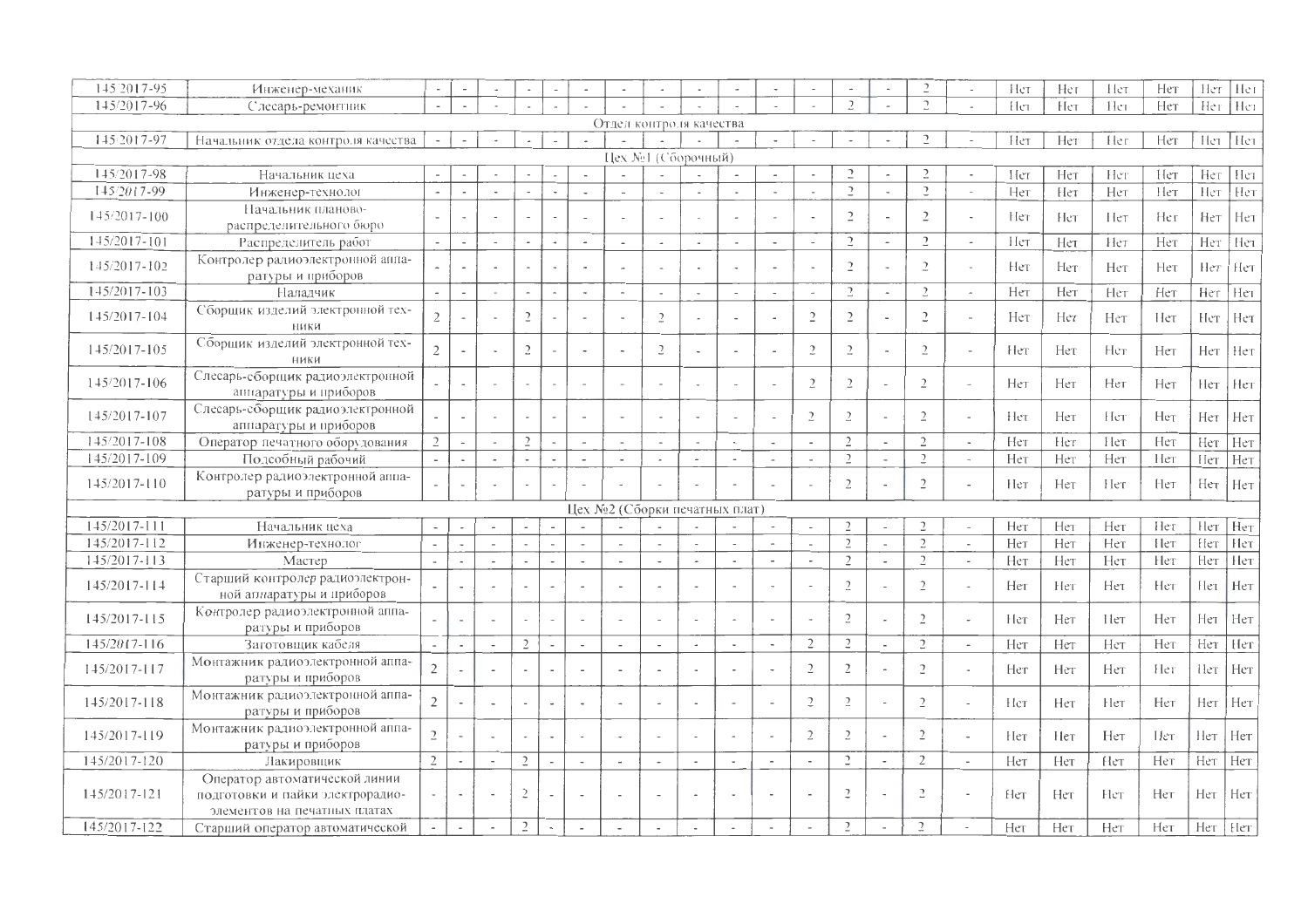| | | | | | | | | | | | | | | | | | | | | | | | |
|---|---|---|---|---|---|---|---|---|---|---|---|---|---|---|---|---|---|---|---|---|---|---|---|
| 145/2017-95 | Инженер-механик | - | - | - | - | - | - | - | - | - | - | - | - | - | - | 2 | - | Нет | Нет | Нет | Нет | Нет | Нет |
| 145/2017-96 | Слесарь-ремонтник | - | - | - | - | - | - | - | - | - | - | - | - | 2 | - | 2 | - | Нет | Нет | Нет | Нет | Нет | Нет |
| Отдел контроля качества | | | | | | | | | | | | | | | | | | | | | | | |
| 145/2017-97 | Начальник отдела контроля качества | - | - | - | - | - | - | - | - | - | - | - | - | - | - | 2 | - | Нет | Нет | Нет | Нет | Нет | Нет |
| Цех №1 (Сборочный) | | | | | | | | | | | | | | | | | | | | | | | |
| 145/2017-98 | Начальник цеха | - | - | - | - | - | - | - | - | - | - | - | - | 2 | - | 2 | - | Нет | Нет | Нет | Нет | Нет | Нет |
| 145/2017-99 | Инженер-технолог | - | - | - | - | - | - | - | - | - | - | - | - | 2 | - | 2 | - | Нет | Нет | Нет | Нет | Нет | Нет |
| 145/2017-100 | Начальник планово-распределительного бюро | - | - | - | - | - | - | - | - | - | - | - | - | 2 | - | 2 | - | Нет | Нет | Нет | Нет | Нет | Нет |
| 145/2017-101 | Распределитель работ | - | - | - | - | - | - | - | - | - | - | - | - | 2 | - | 2 | - | Нет | Нет | Нет | Нет | Нет | Нет |
| 145/2017-102 | Контролер радиоэлектронной аппаратуры и приборов | - | - | - | - | - | - | - | - | - | - | - | - | 2 | - | 2 | - | Нет | Нет | Нет | Нет | Нет | Нет |
| 145/2017-103 | Наладчик | - | - | - | - | - | - | - | - | - | - | - | - | 2 | - | 2 | - | Нет | Нет | Нет | Нет | Нет | Нет |
| 145/2017-104 | Сборщик изделий электронной техники | 2 | - | - | 2 | - | - | - | 2 | - | - | - | 2 | 2 | - | 2 | - | Нет | Нет | Нет | Нет | Нет | Нет |
| 145/2017-105 | Сборщик изделий электронной техники | 2 | - | - | 2 | - | - | - | 2 | - | - | - | 2 | 2 | - | 2 | - | Нет | Нет | Нет | Нет | Нет | Нет |
| 145/2017-106 | Слесарь-сборщик радиоэлектронной аппаратуры и приборов | - | - | - | - | - | - | - | - | - | - | - | 2 | 2 | - | 2 | - | Нет | Нет | Нет | Нет | Нет | Нет |
| 145/2017-107 | Слесарь-сборщик радиоэлектронной аппаратуры и приборов | - | - | - | - | - | - | - | - | - | - | - | 2 | 2 | - | 2 | - | Нет | Нет | Нет | Нет | Нет | Нет |
| 145/2017-108 | Оператор печатного оборудования | 2 | - | - | 2 | - | - | - | - | - | - | - | - | 2 | - | 2 | - | Нет | Нет | Нет | Нет | Нет | Нет |
| 145/2017-109 | Подсобный рабочий | - | - | - | - | - | - | - | - | - | - | - | - | 2 | - | 2 | - | Нет | Нет | Нет | Нет | Нет | Нет |
| 145/2017-110 | Контролер радиоэлектронной аппаратуры и приборов | - | - | - | - | - | - | - | - | - | - | - | - | 2 | - | 2 | - | Нет | Нет | Нет | Нет | Нет | Нет |
| Цех №2 (Сборки печатных плат) | | | | | | | | | | | | | | | | | | | | | | | |
| 145/2017-111 | Начальник цеха | - | - | - | - | - | - | - | - | - | - | - | - | 2 | - | 2 | - | Нет | Нет | Нет | Нет | Нет | Нет |
| 145/2017-112 | Инженер-технолог | - | - | - | - | - | - | - | - | - | - | - | - | 2 | - | 2 | - | Нет | Нет | Нет | Нет | Нет | Нет |
| 145/2017-113 | Мастер | - | - | - | - | - | - | - | - | - | - | - | - | 2 | - | 2 | - | Нет | Нет | Нет | Нет | Нет | Нет |
| 145/2017-114 | Старший контролер радиоэлектронной аппаратуры и приборов | - | - | - | - | - | - | - | - | - | - | - | - | 2 | - | 2 | - | Нет | Нет | Нет | Нет | Нет | Нет |
| 145/2017-115 | Контролер радиоэлектронной аппаратуры и приборов | - | - | - | - | - | - | - | - | - | - | - | - | 2 | - | 2 | - | Нет | Нет | Нет | Нет | Нет | Нет |
| 145/2017-116 | Заготовщик кабеля | - | - | - | 2 | - | - | - | - | - | - | - | 2 | 2 | - | 2 | - | Нет | Нет | Нет | Нет | Нет | Нет |
| 145/2017-117 | Монтажник радиоэлектронной аппаратуры и приборов | 2 | - | - | - | - | - | - | - | - | - | - | 2 | 2 | - | 2 | - | Нет | Нет | Нет | Нет | Нет | Нет |
| 145/2017-118 | Монтажник радиоэлектронной аппаратуры и приборов | 2 | - | - | - | - | - | - | - | - | - | - | 2 | 2 | - | 2 | - | Нет | Нет | Нет | Нет | Нет | Нет |
| 145/2017-119 | Монтажник радиоэлектронной аппаратуры и приборов | 2 | - | - | - | - | - | - | - | - | - | - | 2 | 2 | - | 2 | - | Нет | Нет | Нет | Нет | Нет | Нет |
| 145/2017-120 | Лакировщик | 2 | - | - | 2 | - | - | - | - | - | - | - | - | 2 | - | 2 | - | Нет | Нет | Нет | Нет | Нет | Нет |
| 145/2017-121 | Оператор автоматической линии подготовки и пайки электрорадиоэлементов на печатных платах | - | - | - | 2 | - | - | - | - | - | - | - | - | 2 | - | 2 | - | Нет | Нет | Нет | Нет | Нет | Нет |
| 145/2017-122 | Старший оператор автоматической | - | - | - | 2 | - | - | - | - | - | - | - | - | 2 | - | 2 | - | Нет | Нет | Нет | Нет | Нет | Нет |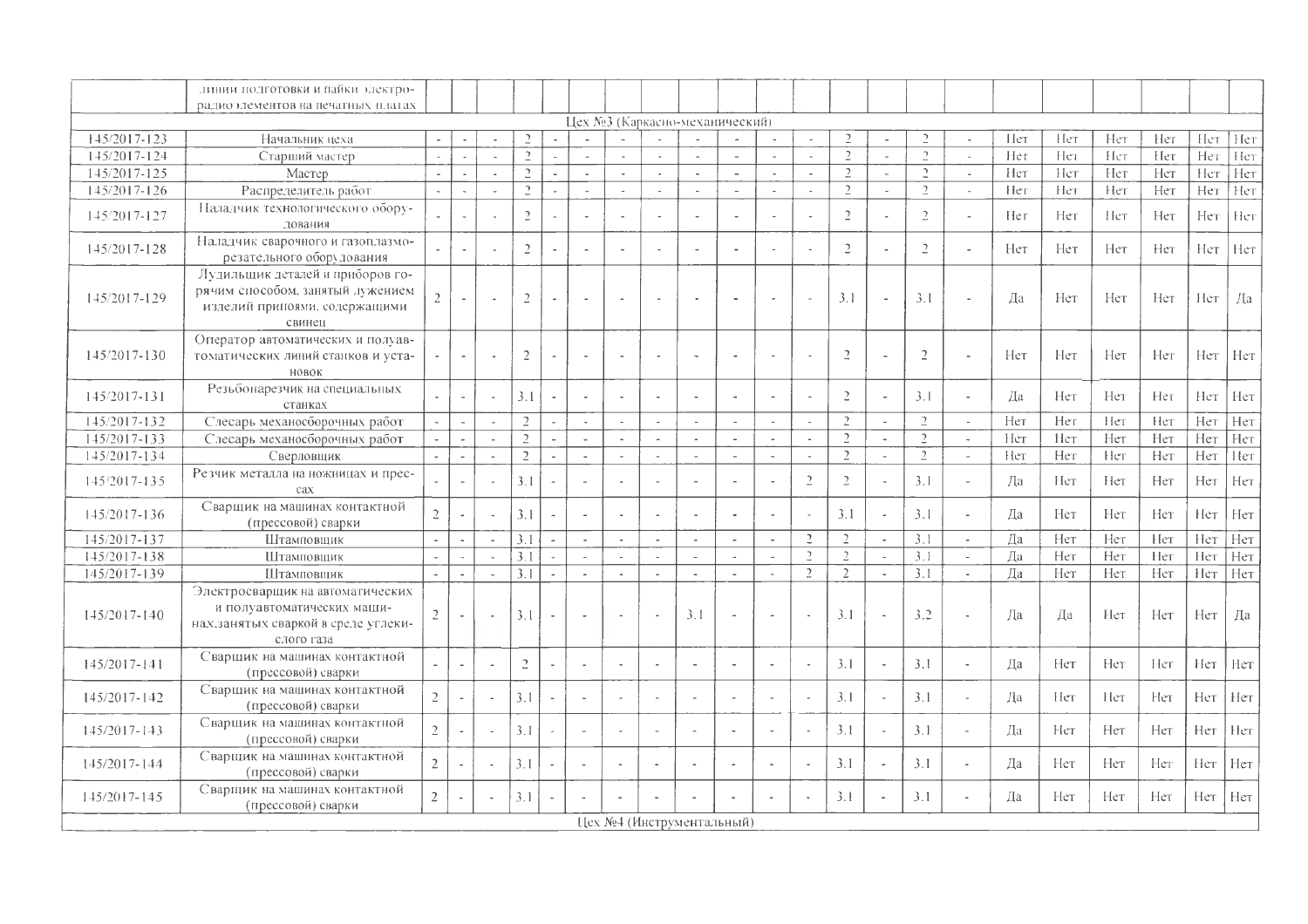| | | | | | | | | | | | | | | | | | | | | | | | |
|---|---|---|---|---|---|---|---|---|---|---|---|---|---|---|---|---|---|---|---|---|---|---|---|
| | линии подготовки и пайки электро-радиоэлементов на печатных платах | | | | | | | | | | | | | | | | | | | | | | |
| | Цех №3 (Каркасно-механический) | | | | | | | | | | | | | | | | | | | | | | |
| 145/2017-123 | Начальник цеха | - | - | - | 2 | - | - | - | - | - | - | - | - | 2 | - | 2 | - | Нет | Нет | Нет | Нет | Нет | Нет |
| 145/2017-124 | Старший мастер | - | - | - | 2 | - | - | - | - | - | - | - | - | 2 | - | 2 | - | Нет | Нет | Нет | Нет | Нет | Нет |
| 145/2017-125 | Мастер | - | - | - | 2 | - | - | - | - | - | - | - | - | 2 | - | 2 | - | Нет | Нет | Нет | Нет | Нет | Нет |
| 145/2017-126 | Распределитель работ | - | - | - | 2 | - | - | - | - | - | - | - | - | 2 | - | 2 | - | Нет | Нет | Нет | Нет | Нет | Нет |
| 145/2017-127 | Наладчик технологического оборудования | - | - | - | 2 | - | - | - | - | - | - | - | - | 2 | - | 2 | - | Нет | Нет | Нет | Нет | Нет | Нет |
| 145/2017-128 | Наладчик сварочного и газоплазморезательного оборудования | - | - | - | 2 | - | - | - | - | - | - | - | - | 2 | - | 2 | - | Нет | Нет | Нет | Нет | Нет | Нет |
| 145/2017-129 | Лудильщик деталей и приборов горячим способом, занятый лужением изделий припоями, содержащими свинец | 2 | - | - | 2 | - | - | - | - | - | - | - | - | 3.1 | - | 3.1 | - | Да | Нет | Нет | Нет | Нет | Да |
| 145/2017-130 | Оператор автоматических и полуавтоматических линий станков и установок | - | - | - | 2 | - | - | - | - | - | - | - | - | 2 | - | 2 | - | Нет | Нет | Нет | Нет | Нет | Нет |
| 145/2017-131 | Резьбонарезчик на специальных станках | - | - | - | 3.1 | - | - | - | - | - | - | - | - | 2 | - | 3.1 | - | Да | Нет | Нет | Нет | Нет | Нет |
| 145/2017-132 | Слесарь механосборочных работ | - | - | - | 2 | - | - | - | - | - | - | - | - | 2 | - | 2 | - | Нет | Нет | Нет | Нет | Нет | Нет |
| 145/2017-133 | Слесарь механосборочных работ | - | - | - | 2 | - | - | - | - | - | - | - | - | 2 | - | 2 | - | Нет | Нет | Нет | Нет | Нет | Нет |
| 145/2017-134 | Сверловщик | - | - | - | 2 | - | - | - | - | - | - | - | - | 2 | - | 2 | - | Нет | Нет | Нет | Нет | Нет | Нет |
| 145/2017-135 | Резчик металла на ножницах и прессах | - | - | - | 3.1 | - | - | - | - | - | - | - | 2 | 2 | - | 3.1 | - | Да | Нет | Нет | Нет | Нет | Нет |
| 145/2017-136 | Сварщик на машинах контактной (прессовой) сварки | 2 | - | - | 3.1 | - | - | - | - | - | - | - | - | 3.1 | - | 3.1 | - | Да | Нет | Нет | Нет | Нет | Нет |
| 145/2017-137 | Штамповщик | - | - | - | 3.1 | - | - | - | - | - | - | - | 2 | 2 | - | 3.1 | - | Да | Нет | Нет | Нет | Нет | Нет |
| 145/2017-138 | Штамповщик | - | - | - | 3.1 | - | - | - | - | - | - | - | 2 | 2 | - | 3.1 | - | Да | Нет | Нет | Нет | Нет | Нет |
| 145/2017-139 | Штамповщик | - | - | - | 3.1 | - | - | - | - | - | - | - | 2 | 2 | - | 3.1 | - | Да | Нет | Нет | Нет | Нет | Нет |
| 145/2017-140 | Электросварщик на автоматических и полуавтоматических машинах,занятых сваркой в среде углекислого газа | 2 | - | - | 3.1 | - | - | - | - | 3.1 | - | - | - | 3.1 | - | 3.2 | - | Да | Да | Нет | Нет | Нет | Да |
| 145/2017-141 | Сварщик на машинах контактной (прессовой) сварки | - | - | - | 2 | - | - | - | - | - | - | - | - | 3.1 | - | 3.1 | - | Да | Нет | Нет | Нет | Нет | Нет |
| 145/2017-142 | Сварщик на машинах контактной (прессовой) сварки | 2 | - | - | 3.1 | - | - | - | - | - | - | - | - | 3.1 | - | 3.1 | - | Да | Нет | Нет | Нет | Нет | Нет |
| 145/2017-143 | Сварщик на машинах контактной (прессовой) сварки | 2 | - | - | 3.1 | - | - | - | - | - | - | - | - | 3.1 | - | 3.1 | - | Да | Нет | Нет | Нет | Нет | Нет |
| 145/2017-144 | Сварщик на машинах контактной (прессовой) сварки | 2 | - | - | 3.1 | - | - | - | - | - | - | - | - | 3.1 | - | 3.1 | - | Да | Нет | Нет | Нет | Нет | Нет |
| 145/2017-145 | Сварщик на машинах контактной (прессовой) сварки | 2 | - | - | 3.1 | - | - | - | - | - | - | - | - | 3.1 | - | 3.1 | - | Да | Нет | Нет | Нет | Нет | Нет |
| | Цех №4 (Инструментальный) | | | | | | | | | | | | | | | | | | | | | | |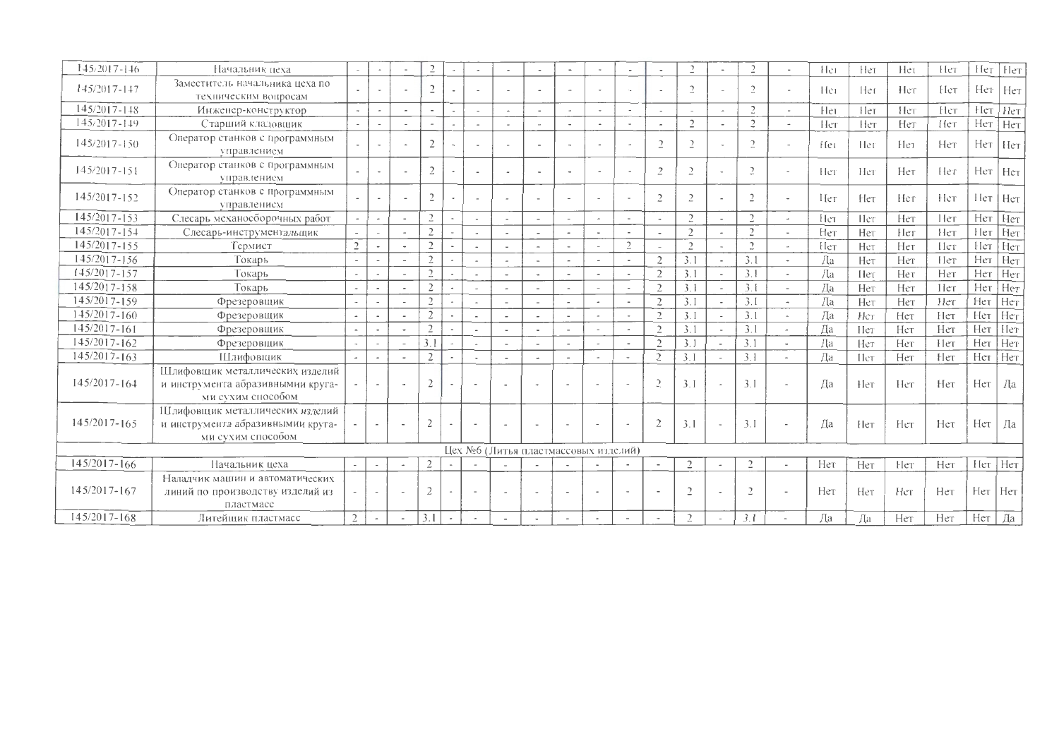| | | | | | | | | | | | | | | | | | | | | | | | |
|---|---|---|---|---|---|---|---|---|---|---|---|---|---|---|---|---|---|---|---|---|---|---|---|
| 145/2017-146 | Начальник цеха | - | - | - | 2 | - | - | - | - | - | - | - | - | 2 | - | 2 | - | Нет | Нет | Нет | Нет | Нет | Нет |
| 145/2017-147 | Заместитель начальника цеха по техническим вопросам | - | - | - | 2 | - | - | - | - | - | - | - | - | 2 | - | 2 | - | Нет | Нет | Нет | Нет | Нет | Нет |
| 145/2017-148 | Инженер-конструктор | - | - | - | - | - | - | - | - | - | - | - | - | - | - | 2 | - | Нет | Нет | Нет | Нет | Нет | Нет |
| 145/2017-149 | Старший кладовщик | - | - | - | - | - | - | - | - | - | - | - | - | 2 | - | 2 | - | Нет | Нет | Нет | Нет | Нет | Нет |
| 145/2017-150 | Оператор станков с программным управлением | - | - | - | 2 | - | - | - | - | - | - | - | 2 | 2 | - | 2 | - | Нет | Нет | Нет | Нет | Нет | Нет |
| 145/2017-151 | Оператор станков с программным управлением | - | - | - | 2 | - | - | - | - | - | - | - | 2 | 2 | - | 2 | - | Нет | Нет | Нет | Нет | Нет | Нет |
| 145/2017-152 | Оператор станков с программным управлением | - | - | - | 2 | - | - | - | - | - | - | - | 2 | 2 | - | 2 | - | Нет | Нет | Нет | Нет | Нет | Нет |
| 145/2017-153 | Слесарь механосборочных работ | - | - | - | 2 | - | - | - | - | - | - | - | - | 2 | - | 2 | - | Нет | Нет | Нет | Нет | Нет | Нет |
| 145/2017-154 | Слесарь-инструментальщик | - | - | - | 2 | - | - | - | - | - | - | - | - | 2 | - | 2 | - | Нет | Нет | Нет | Нет | Нет | Нет |
| 145/2017-155 | Термист | 2 | - | - | 2 | - | - | - | - | - | - | 2 | - | 2 | - | 2 | - | Нет | Нет | Нет | Нет | Нет | Нет |
| 145/2017-156 | Токарь | - | - | - | 2 | - | - | - | - | - | - | - | 2 | 3.1 | - | 3.1 | - | Да | Нет | Нет | Нет | Нет | Нет |
| 145/2017-157 | Токарь | - | - | - | 2 | - | - | - | - | - | - | - | 2 | 3.1 | - | 3.1 | - | Да | Нет | Нет | Нет | Нет | Нет |
| 145/2017-158 | Токарь | - | - | - | 2 | - | - | - | - | - | - | - | 2 | 3.1 | - | 3.1 | - | Да | Нет | Нет | Нет | Нет | Нет |
| 145/2017-159 | Фрезеровщик | - | - | - | 2 | - | - | - | - | - | - | - | 2 | 3.1 | - | 3.1 | - | Да | Нет | Нет | Нет | Нет | Нет |
| 145/2017-160 | Фрезеровщик | - | - | - | 2 | - | - | - | - | - | - | - | 2 | 3.1 | - | 3.1 | - | Да | Нет | Нет | Нет | Нет | Нет |
| 145/2017-161 | Фрезеровщик | - | - | - | 2 | - | - | - | - | - | - | - | 2 | 3.1 | - | 3.1 | - | Да | Нет | Нет | Нет | Нет | Нет |
| 145/2017-162 | Фрезеровщик | - | - | - | 3.1 | - | - | - | - | - | - | - | 2 | 3.1 | - | 3.1 | - | Да | Нет | Нет | Нет | Нет | Нет |
| 145/2017-163 | Шлифовщик | - | - | - | 2 | - | - | - | - | - | - | - | 2 | 3.1 | - | 3.1 | - | Да | Нет | Нет | Нет | Нет | Нет |
| 145/2017-164 | Шлифовщик металлических изделий и инструмента абразивными кругами сухим способом | - | - | - | 2 | - | - | - | - | - | - | - | 2 | 3.1 | - | 3.1 | - | Да | Нет | Нет | Нет | Нет | Да |
| 145/2017-165 | Шлифовщик металлических изделий и инструмента абразивными кругами сухим способом | - | - | - | 2 | - | - | - | - | - | - | - | 2 | 3.1 | - | 3.1 | - | Да | Нет | Нет | Нет | Нет | Да |
| Цех №6 (Литья пластмассовых изделий) | | | | | | | | | | | | | | | | | | | | | | | |
| 145/2017-166 | Начальник цеха | - | - | - | 2 | - | - | - | - | - | - | - | - | 2 | - | 2 | - | Нет | Нет | Нет | Нет | Нет | Нет |
| 145/2017-167 | Наладчик машин и автоматических линий по производству изделий из пластмасс | - | - | - | 2 | - | - | - | - | - | - | - | - | 2 | - | 2 | - | Нет | Нет | Нет | Нет | Нет | Нет |
| 145/2017-168 | Литейщик пластмасс | 2 | - | - | 3.1 | - | - | - | - | - | - | - | - | 2 | - | 3.1 | - | Да | Да | Нет | Нет | Нет | Да |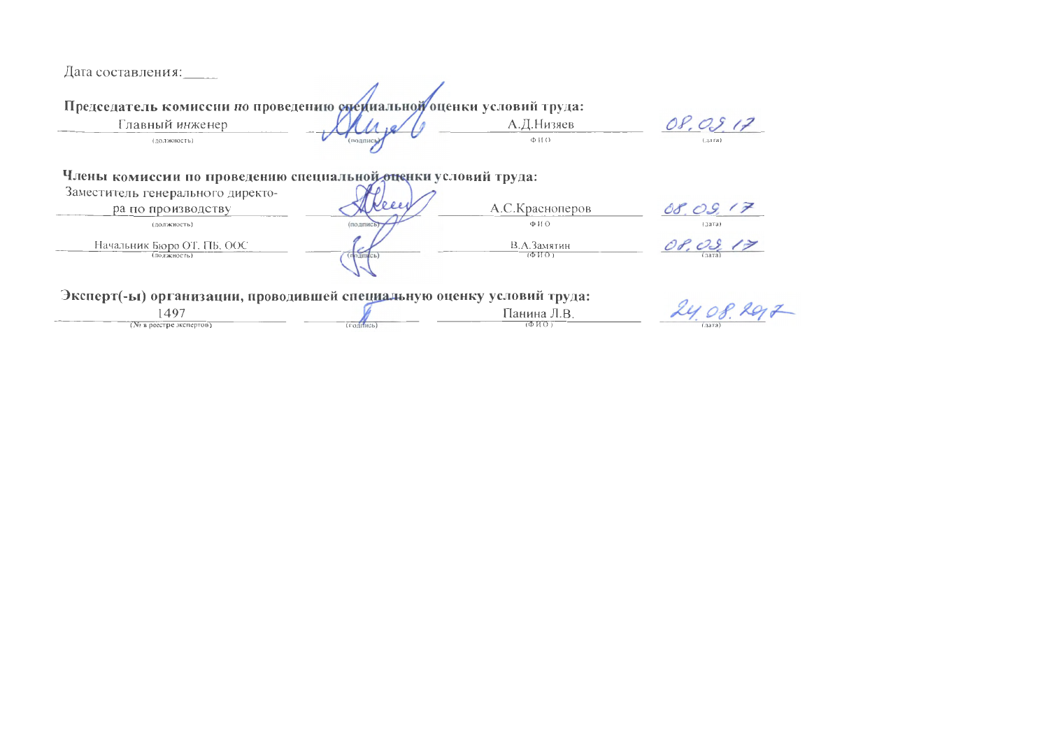Дата составления:_____

**Председатель комиссии по проведению специальной оценки условий труда:**

| | | | |
|---|---|---|---|
| Главный инженер | | А.Д.Низяев | 08.09.17 |
| (должность) | (подпись) | ФИО | (дата) |

**Члены комиссии по проведению специальной оценки условий труда:**

| | | | |
|---|---|---|---|
| Заместитель генерального директора по производству | | А.С.Красноперов | 08.09.17 |
| (должность) | (подпись) | ФИО | (дата) |
| Начальник Бюро ОТ, ПБ, ООС | | В.А.Замятин | 08.09.17 |
| (должность) | (подпись) | (ФИО) | (дата) |

**Эксперт(-ы) организации, проводившей специальную оценку условий труда:**

| | | | |
|---|---|---|---|
| 1497 | | Панина Л.В. | 24.08.2017 |
| (№ в реестре экспертов) | (подпись) | (ФИО) | (дата) |